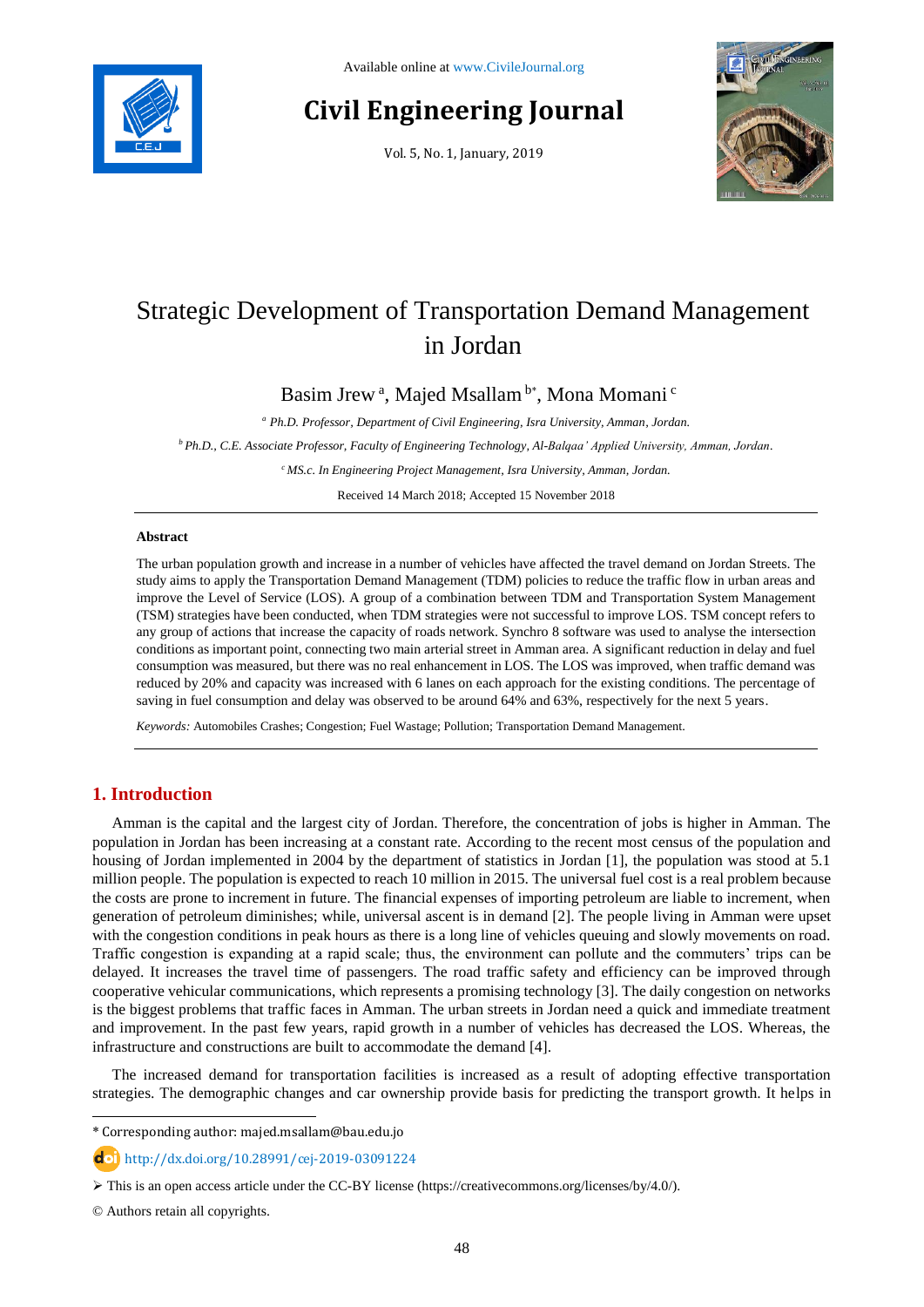Available online at www.CivileJournal.org

# Civil Engineering Journal

Vol. 5, No. 1, January, 2019

# Strategic Development of Transportation Demand Management in Jordan

Basim Jrew [a], Majed Msallam [b*], Mona Momani [c]

[a] *Ph.D. Professor, Department of Civil Engineering, Isra University, Amman, Jordan.*

[b] *Ph.D., C.E. Associate Professor, Faculty of Engineering Technology, Al-Balqaa' Applied University, Amman, Jordan.*

[c] *MS.c. In Engineering Project Management, Isra University, Amman, Jordan.*

Received 14 March 2018; Accepted 15 November 2018

## Abstract

The urban population growth and increase in a number of vehicles have affected the travel demand on Jordan Streets. The study aims to apply the Transportation Demand Management (TDM) policies to reduce the traffic flow in urban areas and improve the Level of Service (LOS). A group of a combination between TDM and Transportation System Management (TSM) strategies have been conducted, when TDM strategies were not successful to improve LOS. TSM concept refers to any group of actions that increase the capacity of roads network. Synchro 8 software was used to analyse the intersection conditions as important point, connecting two main arterial street in Amman area. A significant reduction in delay and fuel consumption was measured, but there was no real enhancement in LOS. The LOS was improved, when traffic demand was reduced by 20% and capacity was increased with 6 lanes on each approach for the existing conditions. The percentage of saving in fuel consumption and delay was observed to be around 64% and 63%, respectively for the next 5 years.

*Keywords:* Automobiles Crashes; Congestion; Fuel Wastage; Pollution; Transportation Demand Management.

## 1. Introduction

Amman is the capital and the largest city of Jordan. Therefore, the concentration of jobs is higher in Amman. The population in Jordan has been increasing at a constant rate. According to the recent most census of the population and housing of Jordan implemented in 2004 by the department of statistics in Jordan [1], the population was stood at 5.1 million people. The population is expected to reach 10 million in 2015. The universal fuel cost is a real problem because the costs are prone to increment in future. The financial expenses of importing petroleum are liable to increment, when generation of petroleum diminishes; while, universal ascent is in demand [2]. The people living in Amman were upset with the congestion conditions in peak hours as there is a long line of vehicles queuing and slowly movements on road. Traffic congestion is expanding at a rapid scale; thus, the environment can pollute and the commuters' trips can be delayed. It increases the travel time of passengers. The road traffic safety and efficiency can be improved through cooperative vehicular communications, which represents a promising technology [3]. The daily congestion on networks is the biggest problems that traffic faces in Amman. The urban streets in Jordan need a quick and immediate treatment and improvement. In the past few years, rapid growth in a number of vehicles has decreased the LOS. Whereas, the infrastructure and constructions are built to accommodate the demand [4].

The increased demand for transportation facilities is increased as a result of adopting effective transportation strategies. The demographic changes and car ownership provide basis for predicting the transport growth. It helps in

---

\* Corresponding author: majed.msallam@bau.edu.jo

http://dx.doi.org/10.28991/cej-2019-03091224

➢ This is an open access article under the CC-BY license (https://creativecommons.org/licenses/by/4.0/).

© Authors retain all copyrights.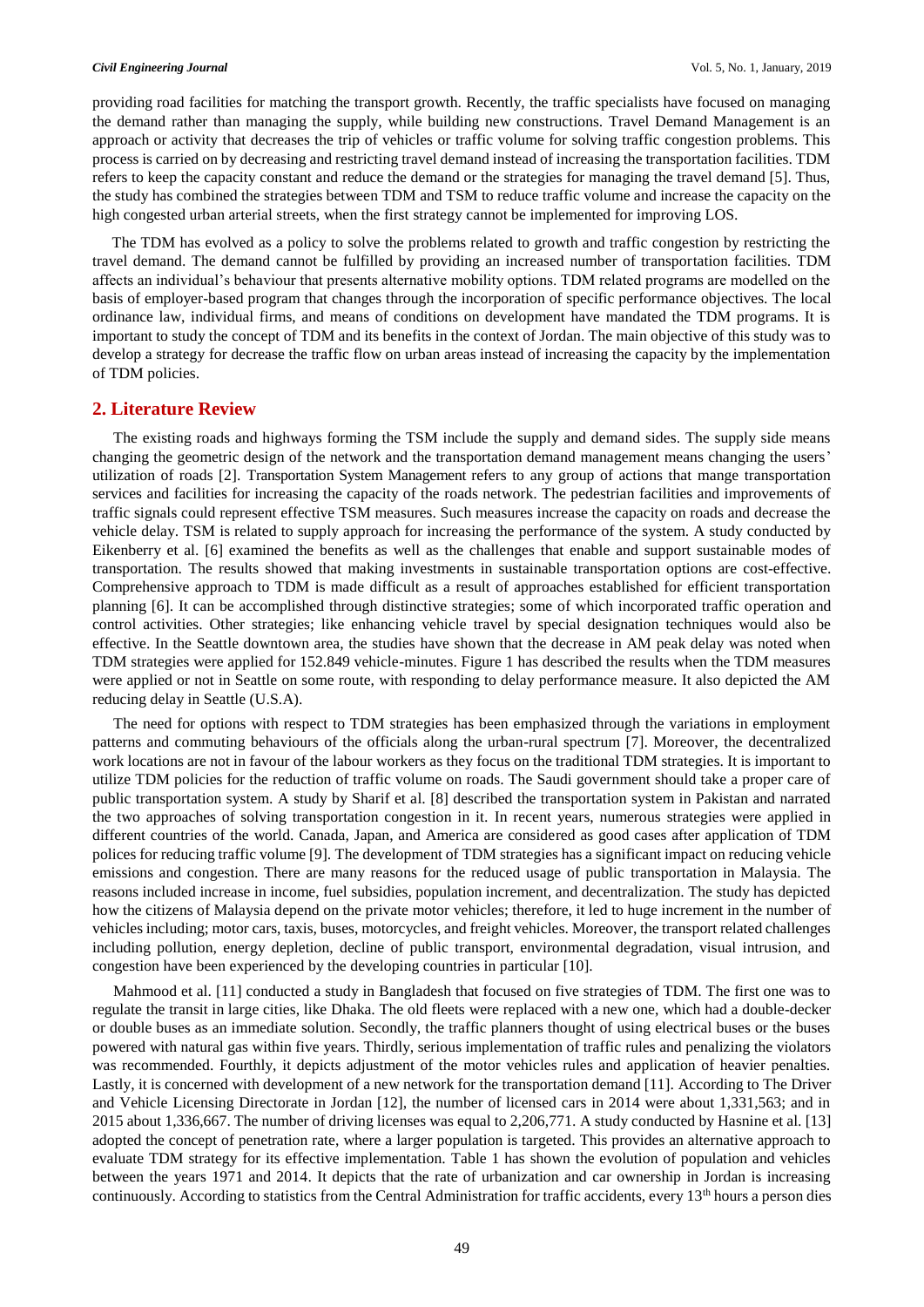providing road facilities for matching the transport growth. Recently, the traffic specialists have focused on managing the demand rather than managing the supply, while building new constructions. Travel Demand Management is an approach or activity that decreases the trip of vehicles or traffic volume for solving traffic congestion problems. This process is carried on by decreasing and restricting travel demand instead of increasing the transportation facilities. TDM refers to keep the capacity constant and reduce the demand or the strategies for managing the travel demand [5]. Thus, the study has combined the strategies between TDM and TSM to reduce traffic volume and increase the capacity on the high congested urban arterial streets, when the first strategy cannot be implemented for improving LOS.

The TDM has evolved as a policy to solve the problems related to growth and traffic congestion by restricting the travel demand. The demand cannot be fulfilled by providing an increased number of transportation facilities. TDM affects an individual's behaviour that presents alternative mobility options. TDM related programs are modelled on the basis of employer-based program that changes through the incorporation of specific performance objectives. The local ordinance law, individual firms, and means of conditions on development have mandated the TDM programs. It is important to study the concept of TDM and its benefits in the context of Jordan. The main objective of this study was to develop a strategy for decrease the traffic flow on urban areas instead of increasing the capacity by the implementation of TDM policies.

## 2. Literature Review

The existing roads and highways forming the TSM include the supply and demand sides. The supply side means changing the geometric design of the network and the transportation demand management means changing the users' utilization of roads [2]. Transportation System Management refers to any group of actions that mange transportation services and facilities for increasing the capacity of the roads network. The pedestrian facilities and improvements of traffic signals could represent effective TSM measures. Such measures increase the capacity on roads and decrease the vehicle delay. TSM is related to supply approach for increasing the performance of the system. A study conducted by Eikenberry et al. [6] examined the benefits as well as the challenges that enable and support sustainable modes of transportation. The results showed that making investments in sustainable transportation options are cost-effective. Comprehensive approach to TDM is made difficult as a result of approaches established for efficient transportation planning [6]. It can be accomplished through distinctive strategies; some of which incorporated traffic operation and control activities. Other strategies; like enhancing vehicle travel by special designation techniques would also be effective. In the Seattle downtown area, the studies have shown that the decrease in AM peak delay was noted when TDM strategies were applied for 152.849 vehicle-minutes. Figure 1 has described the results when the TDM measures were applied or not in Seattle on some route, with responding to delay performance measure. It also depicted the AM reducing delay in Seattle (U.S.A).

The need for options with respect to TDM strategies has been emphasized through the variations in employment patterns and commuting behaviours of the officials along the urban-rural spectrum [7]. Moreover, the decentralized work locations are not in favour of the labour workers as they focus on the traditional TDM strategies. It is important to utilize TDM policies for the reduction of traffic volume on roads. The Saudi government should take a proper care of public transportation system. A study by Sharif et al. [8] described the transportation system in Pakistan and narrated the two approaches of solving transportation congestion in it. In recent years, numerous strategies were applied in different countries of the world. Canada, Japan, and America are considered as good cases after application of TDM polices for reducing traffic volume [9]. The development of TDM strategies has a significant impact on reducing vehicle emissions and congestion. There are many reasons for the reduced usage of public transportation in Malaysia. The reasons included increase in income, fuel subsidies, population increment, and decentralization. The study has depicted how the citizens of Malaysia depend on the private motor vehicles; therefore, it led to huge increment in the number of vehicles including; motor cars, taxis, buses, motorcycles, and freight vehicles. Moreover, the transport related challenges including pollution, energy depletion, decline of public transport, environmental degradation, visual intrusion, and congestion have been experienced by the developing countries in particular [10].

Mahmood et al. [11] conducted a study in Bangladesh that focused on five strategies of TDM. The first one was to regulate the transit in large cities, like Dhaka. The old fleets were replaced with a new one, which had a double-decker or double buses as an immediate solution. Secondly, the traffic planners thought of using electrical buses or the buses powered with natural gas within five years. Thirdly, serious implementation of traffic rules and penalizing the violators was recommended. Fourthly, it depicts adjustment of the motor vehicles rules and application of heavier penalties. Lastly, it is concerned with development of a new network for the transportation demand [11]. According to The Driver and Vehicle Licensing Directorate in Jordan [12], the number of licensed cars in 2014 were about 1,331,563; and in 2015 about 1,336,667. The number of driving licenses was equal to 2,206,771. A study conducted by Hasnine et al. [13] adopted the concept of penetration rate, where a larger population is targeted. This provides an alternative approach to evaluate TDM strategy for its effective implementation. Table 1 has shown the evolution of population and vehicles between the years 1971 and 2014. It depicts that the rate of urbanization and car ownership in Jordan is increasing continuously. According to statistics from the Central Administration for traffic accidents, every 13th hours a person dies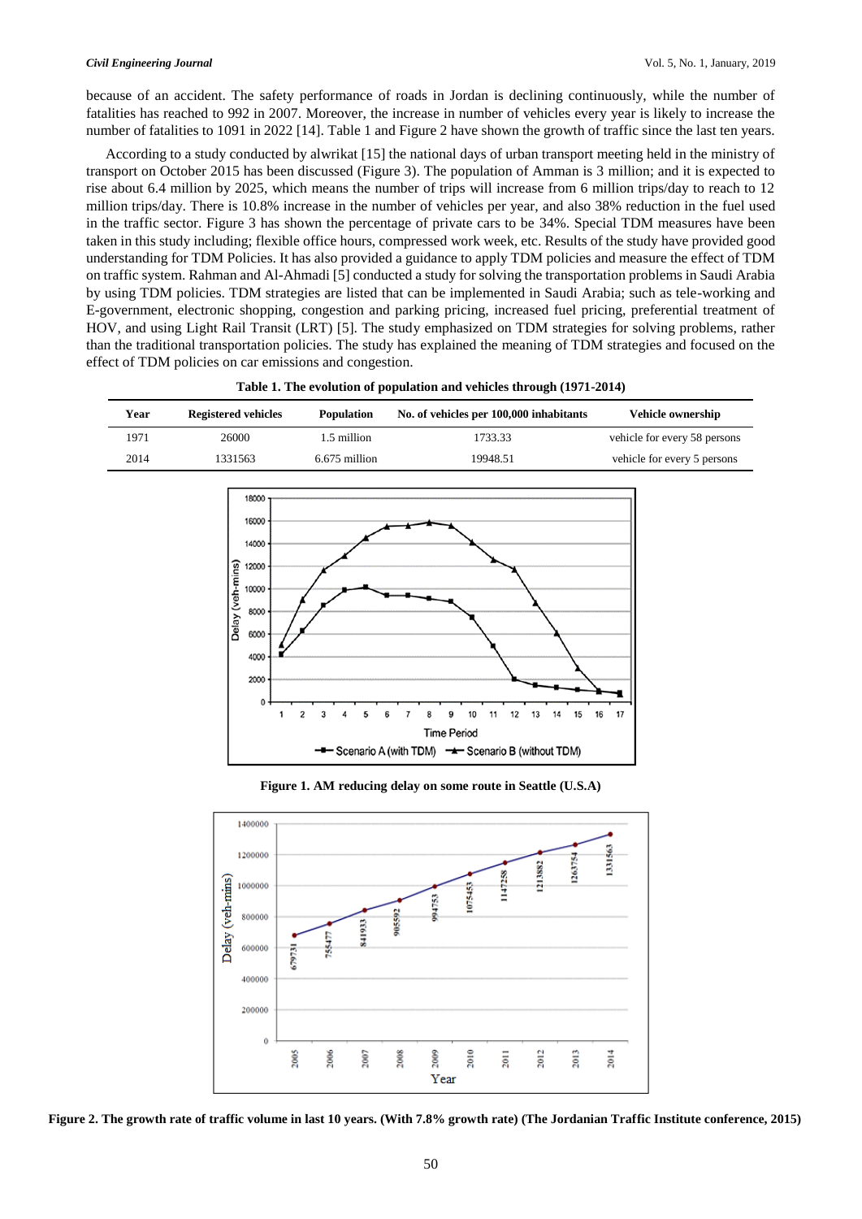because of an accident. The safety performance of roads in Jordan is declining continuously, while the number of fatalities has reached to 992 in 2007. Moreover, the increase in number of vehicles every year is likely to increase the number of fatalities to 1091 in 2022 [14]. Table 1 and Figure 2 have shown the growth of traffic since the last ten years.

According to a study conducted by alwrikat [15] the national days of urban transport meeting held in the ministry of transport on October 2015 has been discussed (Figure 3). The population of Amman is 3 million; and it is expected to rise about 6.4 million by 2025, which means the number of trips will increase from 6 million trips/day to reach to 12 million trips/day. There is 10.8% increase in the number of vehicles per year, and also 38% reduction in the fuel used in the traffic sector. Figure 3 has shown the percentage of private cars to be 34%. Special TDM measures have been taken in this study including; flexible office hours, compressed work week, etc. Results of the study have provided good understanding for TDM Policies. It has also provided a guidance to apply TDM policies and measure the effect of TDM on traffic system. Rahman and Al-Ahmadi [5] conducted a study for solving the transportation problems in Saudi Arabia by using TDM policies. TDM strategies are listed that can be implemented in Saudi Arabia; such as tele-working and E-government, electronic shopping, congestion and parking pricing, increased fuel pricing, preferential treatment of HOV, and using Light Rail Transit (LRT) [5]. The study emphasized on TDM strategies for solving problems, rather than the traditional transportation policies. The study has explained the meaning of TDM strategies and focused on the effect of TDM policies on car emissions and congestion.

**Table 1. The evolution of population and vehicles through (1971-2014)**

| Year | Registered vehicles | Population | No. of vehicles per 100,000 inhabitants | Vehicle ownership |
|---|---|---|---|---|
| 1971 | 26000 | 1.5 million | 1733.33 | vehicle for every 58 persons |
| 2014 | 1331563 | 6.675 million | 19948.51 | vehicle for every 5 persons |

**Figure 1. AM reducing delay on some route in Seattle (U.S.A)**

**Figure 2. The growth rate of traffic volume in last 10 years. (With 7.8% growth rate) (The Jordanian Traffic Institute conference, 2015)**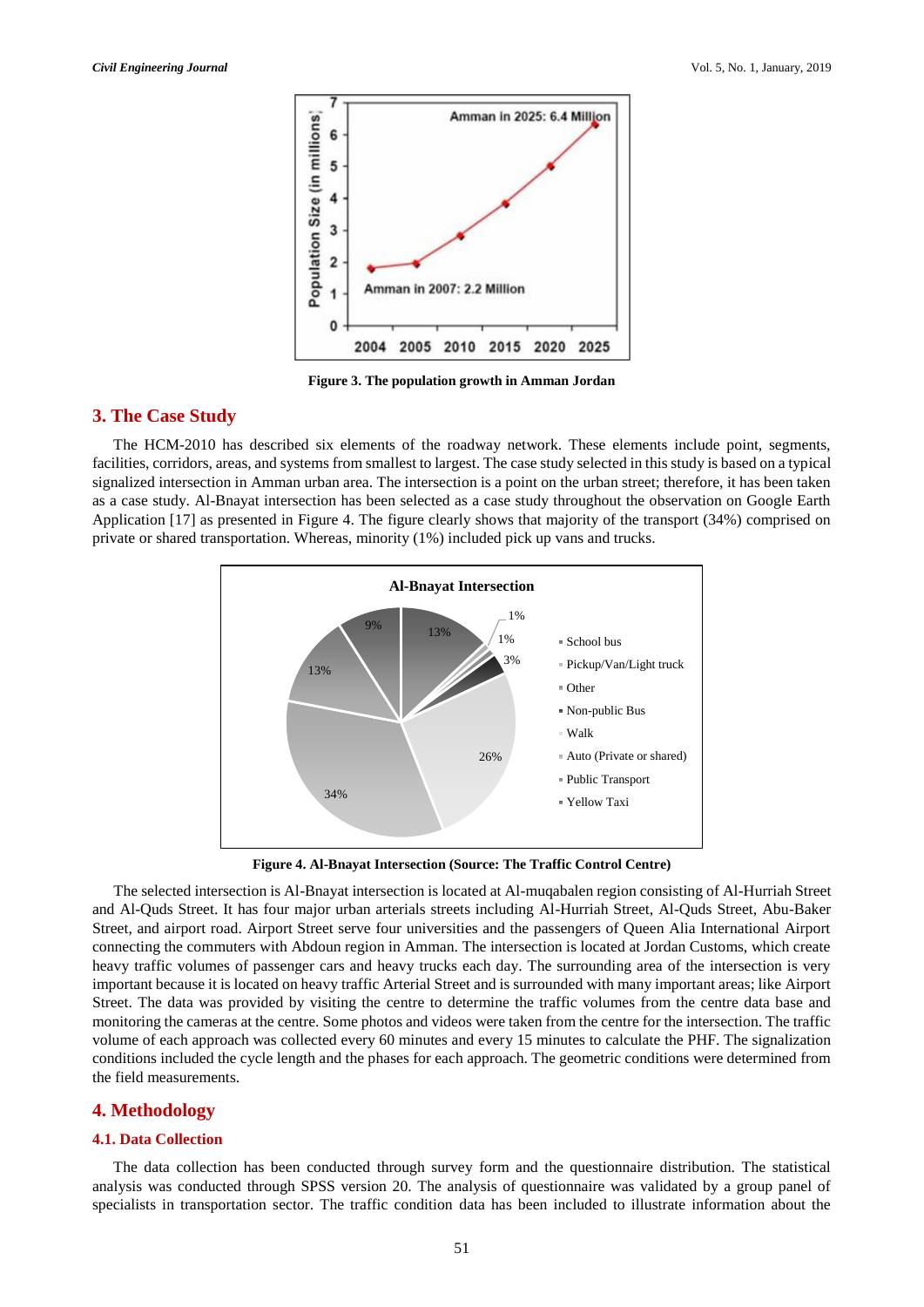Figure 3. The population growth in Amman Jordan

## 3. The Case Study

The HCM-2010 has described six elements of the roadway network. These elements include point, segments, facilities, corridors, areas, and systems from smallest to largest. The case study selected in this study is based on a typical signalized intersection in Amman urban area. The intersection is a point on the urban street; therefore, it has been taken as a case study. Al-Bnayat intersection has been selected as a case study throughout the observation on Google Earth Application [17] as presented in Figure 4. The figure clearly shows that majority of the transport (34%) comprised on private or shared transportation. Whereas, minority (1%) included pick up vans and trucks.

Figure 4. Al-Bnayat Intersection (Source: The Traffic Control Centre)

The selected intersection is Al-Bnayat intersection is located at Al-muqabalen region consisting of Al-Hurriah Street and Al-Quds Street. It has four major urban arterials streets including Al-Hurriah Street, Al-Quds Street, Abu-Baker Street, and airport road. Airport Street serve four universities and the passengers of Queen Alia International Airport connecting the commuters with Abdoun region in Amman. The intersection is located at Jordan Customs, which create heavy traffic volumes of passenger cars and heavy trucks each day. The surrounding area of the intersection is very important because it is located on heavy traffic Arterial Street and is surrounded with many important areas; like Airport Street. The data was provided by visiting the centre to determine the traffic volumes from the centre data base and monitoring the cameras at the centre. Some photos and videos were taken from the centre for the intersection. The traffic volume of each approach was collected every 60 minutes and every 15 minutes to calculate the PHF. The signalization conditions included the cycle length and the phases for each approach. The geometric conditions were determined from the field measurements.

## 4. Methodology

### 4.1. Data Collection

The data collection has been conducted through survey form and the questionnaire distribution. The statistical analysis was conducted through SPSS version 20. The analysis of questionnaire was validated by a group panel of specialists in transportation sector. The traffic condition data has been included to illustrate information about the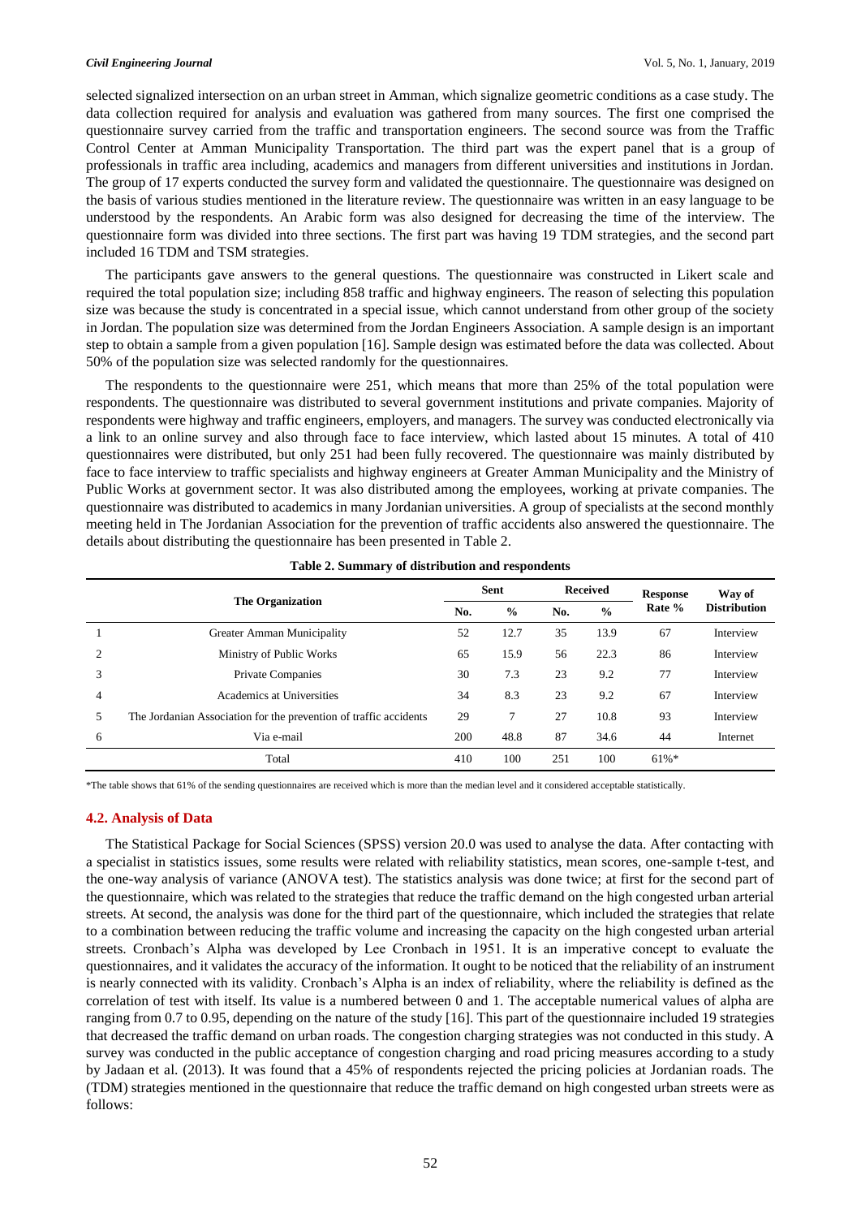selected signalized intersection on an urban street in Amman, which signalize geometric conditions as a case study. The data collection required for analysis and evaluation was gathered from many sources. The first one comprised the questionnaire survey carried from the traffic and transportation engineers. The second source was from the Traffic Control Center at Amman Municipality Transportation. The third part was the expert panel that is a group of professionals in traffic area including, academics and managers from different universities and institutions in Jordan. The group of 17 experts conducted the survey form and validated the questionnaire. The questionnaire was designed on the basis of various studies mentioned in the literature review. The questionnaire was written in an easy language to be understood by the respondents. An Arabic form was also designed for decreasing the time of the interview. The questionnaire form was divided into three sections. The first part was having 19 TDM strategies, and the second part included 16 TDM and TSM strategies.

The participants gave answers to the general questions. The questionnaire was constructed in Likert scale and required the total population size; including 858 traffic and highway engineers. The reason of selecting this population size was because the study is concentrated in a special issue, which cannot understand from other group of the society in Jordan. The population size was determined from the Jordan Engineers Association. A sample design is an important step to obtain a sample from a given population [16]. Sample design was estimated before the data was collected. About 50% of the population size was selected randomly for the questionnaires.

The respondents to the questionnaire were 251, which means that more than 25% of the total population were respondents. The questionnaire was distributed to several government institutions and private companies. Majority of respondents were highway and traffic engineers, employers, and managers. The survey was conducted electronically via a link to an online survey and also through face to face interview, which lasted about 15 minutes. A total of 410 questionnaires were distributed, but only 251 had been fully recovered. The questionnaire was mainly distributed by face to face interview to traffic specialists and highway engineers at Greater Amman Municipality and the Ministry of Public Works at government sector. It was also distributed among the employees, working at private companies. The questionnaire was distributed to academics in many Jordanian universities. A group of specialists at the second monthly meeting held in The Jordanian Association for the prevention of traffic accidents also answered the questionnaire. The details about distributing the questionnaire has been presented in Table 2.

**Table 2. Summary of distribution and respondents**

| | The Organization | Sent | | Received | | Response Rate % | Way of Distribution |
|---|---|---|---|---|---|---|---|
| | | No. | % | No. | % | | |
| 1 | Greater Amman Municipality | 52 | 12.7 | 35 | 13.9 | 67 | Interview |
| 2 | Ministry of Public Works | 65 | 15.9 | 56 | 22.3 | 86 | Interview |
| 3 | Private Companies | 30 | 7.3 | 23 | 9.2 | 77 | Interview |
| 4 | Academics at Universities | 34 | 8.3 | 23 | 9.2 | 67 | Interview |
| 5 | The Jordanian Association for the prevention of traffic accidents | 29 | 7 | 27 | 10.8 | 93 | Interview |
| 6 | Via e-mail | 200 | 48.8 | 87 | 34.6 | 44 | Internet |
| | Total | 410 | 100 | 251 | 100 | 61%* | |

*The table shows that 61% of the sending questionnaires are received which is more than the median level and it considered acceptable statistically.

### 4.2. Analysis of Data

The Statistical Package for Social Sciences (SPSS) version 20.0 was used to analyse the data. After contacting with a specialist in statistics issues, some results were related with reliability statistics, mean scores, one-sample t-test, and the one-way analysis of variance (ANOVA test). The statistics analysis was done twice; at first for the second part of the questionnaire, which was related to the strategies that reduce the traffic demand on the high congested urban arterial streets. At second, the analysis was done for the third part of the questionnaire, which included the strategies that relate to a combination between reducing the traffic volume and increasing the capacity on the high congested urban arterial streets. Cronbach's Alpha was developed by Lee Cronbach in 1951. It is an imperative concept to evaluate the questionnaires, and it validates the accuracy of the information. It ought to be noticed that the reliability of an instrument is nearly connected with its validity. Cronbach's Alpha is an index of reliability, where the reliability is defined as the correlation of test with itself. Its value is a numbered between 0 and 1. The acceptable numerical values of alpha are ranging from 0.7 to 0.95, depending on the nature of the study [16]. This part of the questionnaire included 19 strategies that decreased the traffic demand on urban roads. The congestion charging strategies was not conducted in this study. A survey was conducted in the public acceptance of congestion charging and road pricing measures according to a study by Jadaan et al. (2013). It was found that a 45% of respondents rejected the pricing policies at Jordanian roads. The (TDM) strategies mentioned in the questionnaire that reduce the traffic demand on high congested urban streets were as follows: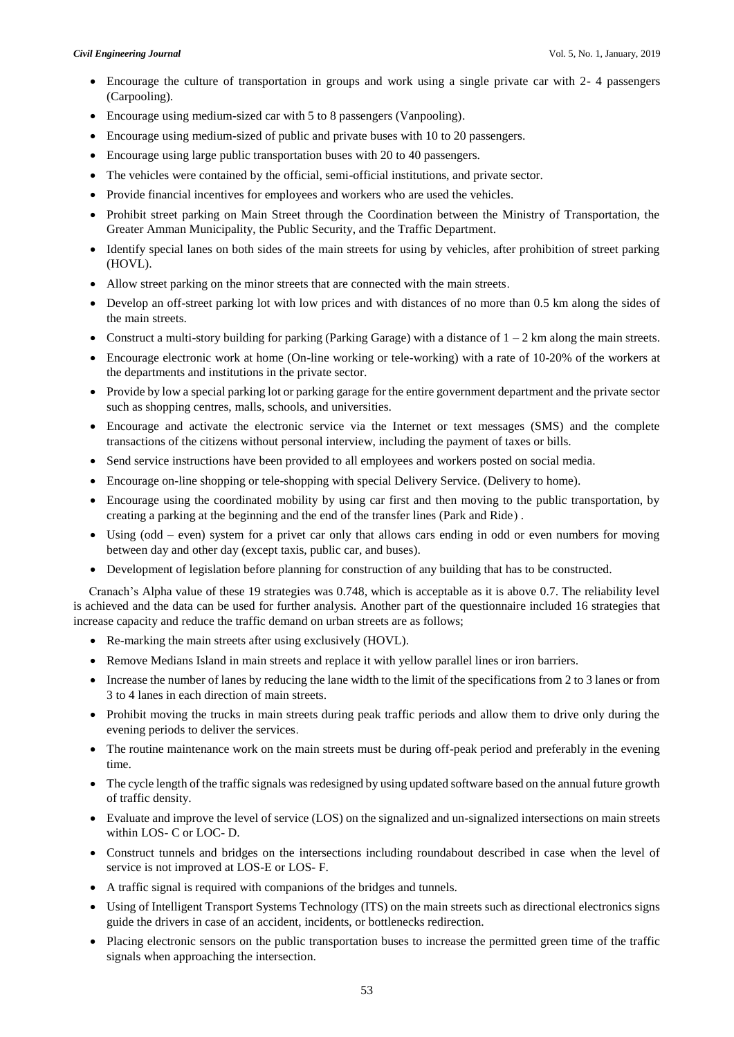- Encourage the culture of transportation in groups and work using a single private car with 2- 4 passengers (Carpooling).
- Encourage using medium-sized car with 5 to 8 passengers (Vanpooling).
- Encourage using medium-sized of public and private buses with 10 to 20 passengers.
- Encourage using large public transportation buses with 20 to 40 passengers.
- The vehicles were contained by the official, semi-official institutions, and private sector.
- Provide financial incentives for employees and workers who are used the vehicles.
- Prohibit street parking on Main Street through the Coordination between the Ministry of Transportation, the Greater Amman Municipality, the Public Security, and the Traffic Department.
- Identify special lanes on both sides of the main streets for using by vehicles, after prohibition of street parking (HOVL).
- Allow street parking on the minor streets that are connected with the main streets.
- Develop an off-street parking lot with low prices and with distances of no more than 0.5 km along the sides of the main streets.
- Construct a multi-story building for parking (Parking Garage) with a distance of 1 – 2 km along the main streets.
- Encourage electronic work at home (On-line working or tele-working) with a rate of 10-20% of the workers at the departments and institutions in the private sector.
- Provide by low a special parking lot or parking garage for the entire government department and the private sector such as shopping centres, malls, schools, and universities.
- Encourage and activate the electronic service via the Internet or text messages (SMS) and the complete transactions of the citizens without personal interview, including the payment of taxes or bills.
- Send service instructions have been provided to all employees and workers posted on social media.
- Encourage on-line shopping or tele-shopping with special Delivery Service. (Delivery to home).
- Encourage using the coordinated mobility by using car first and then moving to the public transportation, by creating a parking at the beginning and the end of the transfer lines (Park and Ride) .
- Using (odd – even) system for a privet car only that allows cars ending in odd or even numbers for moving between day and other day (except taxis, public car, and buses).
- Development of legislation before planning for construction of any building that has to be constructed.

Cranach's Alpha value of these 19 strategies was 0.748, which is acceptable as it is above 0.7. The reliability level is achieved and the data can be used for further analysis. Another part of the questionnaire included 16 strategies that increase capacity and reduce the traffic demand on urban streets are as follows;

- Re-marking the main streets after using exclusively (HOVL).
- Remove Medians Island in main streets and replace it with yellow parallel lines or iron barriers.
- Increase the number of lanes by reducing the lane width to the limit of the specifications from 2 to 3 lanes or from 3 to 4 lanes in each direction of main streets.
- Prohibit moving the trucks in main streets during peak traffic periods and allow them to drive only during the evening periods to deliver the services.
- The routine maintenance work on the main streets must be during off-peak period and preferably in the evening time.
- The cycle length of the traffic signals was redesigned by using updated software based on the annual future growth of traffic density.
- Evaluate and improve the level of service (LOS) on the signalized and un-signalized intersections on main streets within LOS- C or LOC- D.
- Construct tunnels and bridges on the intersections including roundabout described in case when the level of service is not improved at LOS-E or LOS- F.
- A traffic signal is required with companions of the bridges and tunnels.
- Using of Intelligent Transport Systems Technology (ITS) on the main streets such as directional electronics signs guide the drivers in case of an accident, incidents, or bottlenecks redirection.
- Placing electronic sensors on the public transportation buses to increase the permitted green time of the traffic signals when approaching the intersection.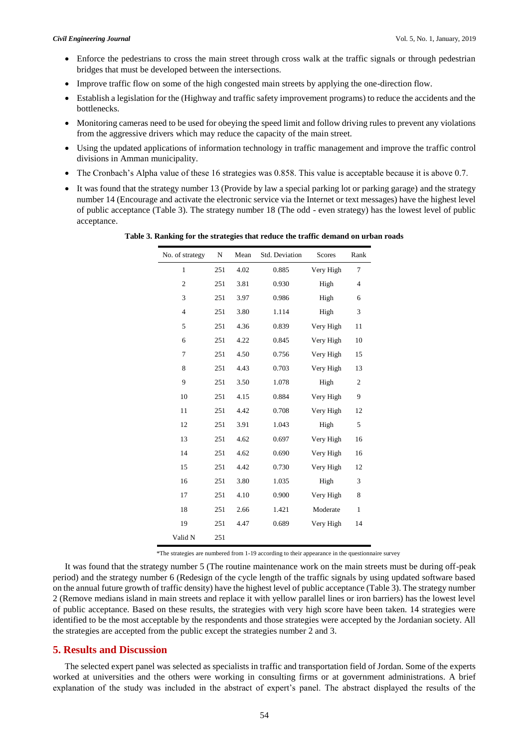- Enforce the pedestrians to cross the main street through cross walk at the traffic signals or through pedestrian bridges that must be developed between the intersections.
- Improve traffic flow on some of the high congested main streets by applying the one-direction flow.
- Establish a legislation for the (Highway and traffic safety improvement programs) to reduce the accidents and the bottlenecks.
- Monitoring cameras need to be used for obeying the speed limit and follow driving rules to prevent any violations from the aggressive drivers which may reduce the capacity of the main street.
- Using the updated applications of information technology in traffic management and improve the traffic control divisions in Amman municipality.
- The Cronbach's Alpha value of these 16 strategies was 0.858. This value is acceptable because it is above 0.7.
- It was found that the strategy number 13 (Provide by law a special parking lot or parking garage) and the strategy number 14 (Encourage and activate the electronic service via the Internet or text messages) have the highest level of public acceptance (Table 3). The strategy number 18 (The odd - even strategy) has the lowest level of public acceptance.

**Table 3. Ranking for the strategies that reduce the traffic demand on urban roads**

| No. of strategy | N | Mean | Std. Deviation | Scores | Rank |
|---|---|---|---|---|---|
| 1 | 251 | 4.02 | 0.885 | Very High | 7 |
| 2 | 251 | 3.81 | 0.930 | High | 4 |
| 3 | 251 | 3.97 | 0.986 | High | 6 |
| 4 | 251 | 3.80 | 1.114 | High | 3 |
| 5 | 251 | 4.36 | 0.839 | Very High | 11 |
| 6 | 251 | 4.22 | 0.845 | Very High | 10 |
| 7 | 251 | 4.50 | 0.756 | Very High | 15 |
| 8 | 251 | 4.43 | 0.703 | Very High | 13 |
| 9 | 251 | 3.50 | 1.078 | High | 2 |
| 10 | 251 | 4.15 | 0.884 | Very High | 9 |
| 11 | 251 | 4.42 | 0.708 | Very High | 12 |
| 12 | 251 | 3.91 | 1.043 | High | 5 |
| 13 | 251 | 4.62 | 0.697 | Very High | 16 |
| 14 | 251 | 4.62 | 0.690 | Very High | 16 |
| 15 | 251 | 4.42 | 0.730 | Very High | 12 |
| 16 | 251 | 3.80 | 1.035 | High | 3 |
| 17 | 251 | 4.10 | 0.900 | Very High | 8 |
| 18 | 251 | 2.66 | 1.421 | Moderate | 1 |
| 19 | 251 | 4.47 | 0.689 | Very High | 14 |
| Valid N | 251 | | | | |

*The strategies are numbered from 1-19 according to their appearance in the questionnaire survey

It was found that the strategy number 5 (The routine maintenance work on the main streets must be during off-peak period) and the strategy number 6 (Redesign of the cycle length of the traffic signals by using updated software based on the annual future growth of traffic density) have the highest level of public acceptance (Table 3). The strategy number 2 (Remove medians island in main streets and replace it with yellow parallel lines or iron barriers) has the lowest level of public acceptance. Based on these results, the strategies with very high score have been taken. 14 strategies were identified to be the most acceptable by the respondents and those strategies were accepted by the Jordanian society. All the strategies are accepted from the public except the strategies number 2 and 3.

## 5. Results and Discussion

The selected expert panel was selected as specialists in traffic and transportation field of Jordan. Some of the experts worked at universities and the others were working in consulting firms or at government administrations. A brief explanation of the study was included in the abstract of expert's panel. The abstract displayed the results of the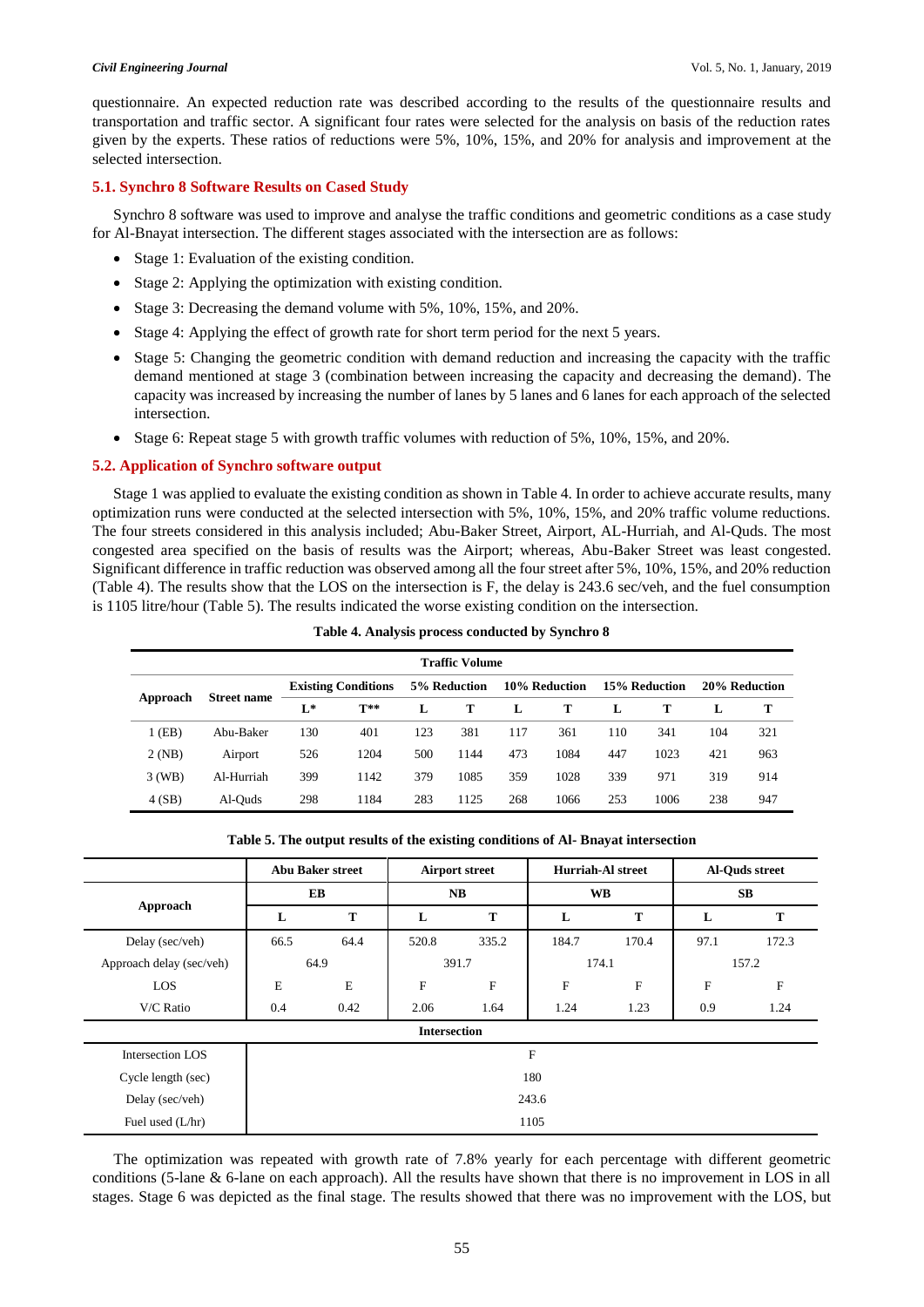questionnaire. An expected reduction rate was described according to the results of the questionnaire results and transportation and traffic sector. A significant four rates were selected for the analysis on basis of the reduction rates given by the experts. These ratios of reductions were 5%, 10%, 15%, and 20% for analysis and improvement at the selected intersection.

### 5.1. Synchro 8 Software Results on Cased Study

Synchro 8 software was used to improve and analyse the traffic conditions and geometric conditions as a case study for Al-Bnayat intersection. The different stages associated with the intersection are as follows:

- Stage 1: Evaluation of the existing condition.
- Stage 2: Applying the optimization with existing condition.
- Stage 3: Decreasing the demand volume with 5%, 10%, 15%, and 20%.
- Stage 4: Applying the effect of growth rate for short term period for the next 5 years.
- Stage 5: Changing the geometric condition with demand reduction and increasing the capacity with the traffic demand mentioned at stage 3 (combination between increasing the capacity and decreasing the demand). The capacity was increased by increasing the number of lanes by 5 lanes and 6 lanes for each approach of the selected intersection.
- Stage 6: Repeat stage 5 with growth traffic volumes with reduction of 5%, 10%, 15%, and 20%.

### 5.2. Application of Synchro software output

Stage 1 was applied to evaluate the existing condition as shown in Table 4. In order to achieve accurate results, many optimization runs were conducted at the selected intersection with 5%, 10%, 15%, and 20% traffic volume reductions. The four streets considered in this analysis included; Abu-Baker Street, Airport, AL-Hurriah, and Al-Quds. The most congested area specified on the basis of results was the Airport; whereas, Abu-Baker Street was least congested. Significant difference in traffic reduction was observed among all the four street after 5%, 10%, 15%, and 20% reduction (Table 4). The results show that the LOS on the intersection is F, the delay is 243.6 sec/veh, and the fuel consumption is 1105 litre/hour (Table 5). The results indicated the worse existing condition on the intersection.

**Table 4. Analysis process conducted by Synchro 8**

| Approach | Street name | Traffic Volume | | | | | | | | | |
|---|---|---|---|---|---|---|---|---|---|---|---|
| | | Existing Conditions | | 5% Reduction | | 10% Reduction | | 15% Reduction | | 20% Reduction | |
| | | L* | T** | L | T | L | T | L | T | L | T |
| 1 (EB) | Abu-Baker | 130 | 401 | 123 | 381 | 117 | 361 | 110 | 341 | 104 | 321 |
| 2 (NB) | Airport | 526 | 1204 | 500 | 1144 | 473 | 1084 | 447 | 1023 | 421 | 963 |
| 3 (WB) | Al-Hurriah | 399 | 1142 | 379 | 1085 | 359 | 1028 | 339 | 971 | 319 | 914 |
| 4 (SB) | Al-Quds | 298 | 1184 | 283 | 1125 | 268 | 1066 | 253 | 1006 | 238 | 947 |

**Table 5. The output results of the existing conditions of Al- Bnayat intersection**

| Approach | Abu Baker street | | Airport street | | Hurriah-Al street | | Al-Quds street | |
|---|---|---|---|---|---|---|---|---|
| | EB | | NB | | WB | | SB | |
| | L | T | L | T | L | T | L | T |
| Delay (sec/veh) | 66.5 | 64.4 | 520.8 | 335.2 | 184.7 | 170.4 | 97.1 | 172.3 |
| Approach delay (sec/veh) | 64.9 | | 391.7 | | 174.1 | | 157.2 | |
| LOS | E | E | F | F | F | F | F | F |
| V/C Ratio | 0.4 | 0.42 | 2.06 | 1.64 | 1.24 | 1.23 | 0.9 | 1.24 |
| **Intersection** | | | | | | | | |
| Intersection LOS | F | | | | | | | |
| Cycle length (sec) | 180 | | | | | | | |
| Delay (sec/veh) | 243.6 | | | | | | | |
| Fuel used (L/hr) | 1105 | | | | | | | |

The optimization was repeated with growth rate of 7.8% yearly for each percentage with different geometric conditions (5-lane & 6-lane on each approach). All the results have shown that there is no improvement in LOS in all stages. Stage 6 was depicted as the final stage. The results showed that there was no improvement with the LOS, but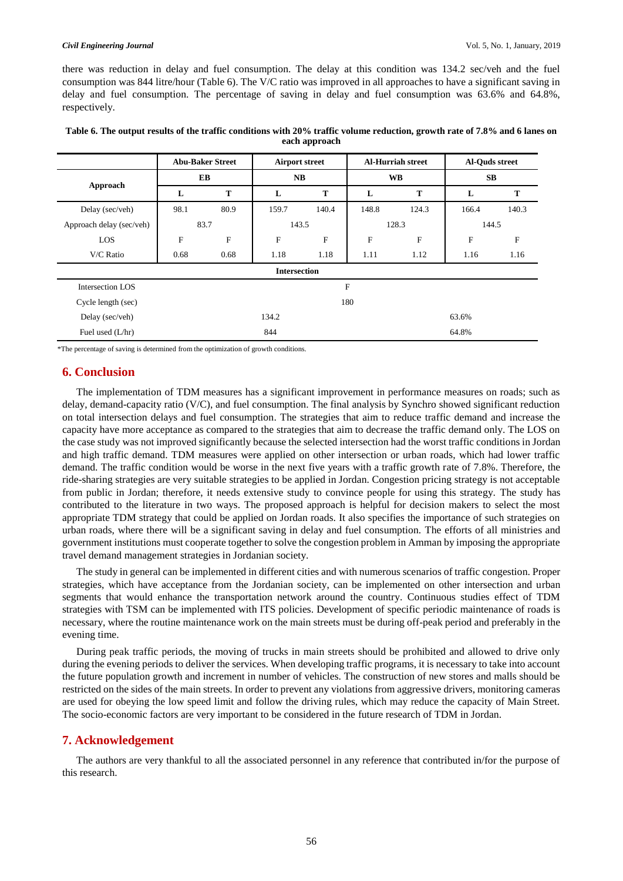there was reduction in delay and fuel consumption. The delay at this condition was 134.2 sec/veh and the fuel consumption was 844 litre/hour (Table 6). The V/C ratio was improved in all approaches to have a significant saving in delay and fuel consumption. The percentage of saving in delay and fuel consumption was 63.6% and 64.8%, respectively.

**Table 6. The output results of the traffic conditions with 20% traffic volume reduction, growth rate of 7.8% and 6 lanes on each approach**

| Approach | Abu-Baker Street | | Airport street | | Al-Hurriah street | | Al-Quds street | |
|---|---|---|---|---|---|---|---|---|
| | EB | | NB | | WB | | SB | |
| | L | T | L | T | L | T | L | T |
| Delay (sec/veh) | 98.1 | 80.9 | 159.7 | 140.4 | 148.8 | 124.3 | 166.4 | 140.3 |
| Approach delay (sec/veh) | 83.7 | | 143.5 | | 128.3 | | 144.5 | |
| LOS | F | F | F | F | F | F | F | F |
| V/C Ratio | 0.68 | 0.68 | 1.18 | 1.18 | 1.11 | 1.12 | 1.16 | 1.16 |
| **Intersection** | | | | | | | | |
| Intersection LOS | F | | | | | | | |
| Cycle length (sec) | 180 | | | | | | | |
| Delay (sec/veh) | 134.2 | | | | 63.6% | | | |
| Fuel used (L/hr) | 844 | | | | 64.8% | | | |

*The percentage of saving is determined from the optimization of growth conditions.

## 6. Conclusion

The implementation of TDM measures has a significant improvement in performance measures on roads; such as delay, demand-capacity ratio (V/C), and fuel consumption. The final analysis by Synchro showed significant reduction on total intersection delays and fuel consumption. The strategies that aim to reduce traffic demand and increase the capacity have more acceptance as compared to the strategies that aim to decrease the traffic demand only. The LOS on the case study was not improved significantly because the selected intersection had the worst traffic conditions in Jordan and high traffic demand. TDM measures were applied on other intersection or urban roads, which had lower traffic demand. The traffic condition would be worse in the next five years with a traffic growth rate of 7.8%. Therefore, the ride-sharing strategies are very suitable strategies to be applied in Jordan. Congestion pricing strategy is not acceptable from public in Jordan; therefore, it needs extensive study to convince people for using this strategy. The study has contributed to the literature in two ways. The proposed approach is helpful for decision makers to select the most appropriate TDM strategy that could be applied on Jordan roads. It also specifies the importance of such strategies on urban roads, where there will be a significant saving in delay and fuel consumption. The efforts of all ministries and government institutions must cooperate together to solve the congestion problem in Amman by imposing the appropriate travel demand management strategies in Jordanian society.

The study in general can be implemented in different cities and with numerous scenarios of traffic congestion. Proper strategies, which have acceptance from the Jordanian society, can be implemented on other intersection and urban segments that would enhance the transportation network around the country. Continuous studies effect of TDM strategies with TSM can be implemented with ITS policies. Development of specific periodic maintenance of roads is necessary, where the routine maintenance work on the main streets must be during off-peak period and preferably in the evening time.

During peak traffic periods, the moving of trucks in main streets should be prohibited and allowed to drive only during the evening periods to deliver the services. When developing traffic programs, it is necessary to take into account the future population growth and increment in number of vehicles. The construction of new stores and malls should be restricted on the sides of the main streets. In order to prevent any violations from aggressive drivers, monitoring cameras are used for obeying the low speed limit and follow the driving rules, which may reduce the capacity of Main Street. The socio-economic factors are very important to be considered in the future research of TDM in Jordan.

## 7. Acknowledgement

The authors are very thankful to all the associated personnel in any reference that contributed in/for the purpose of this research.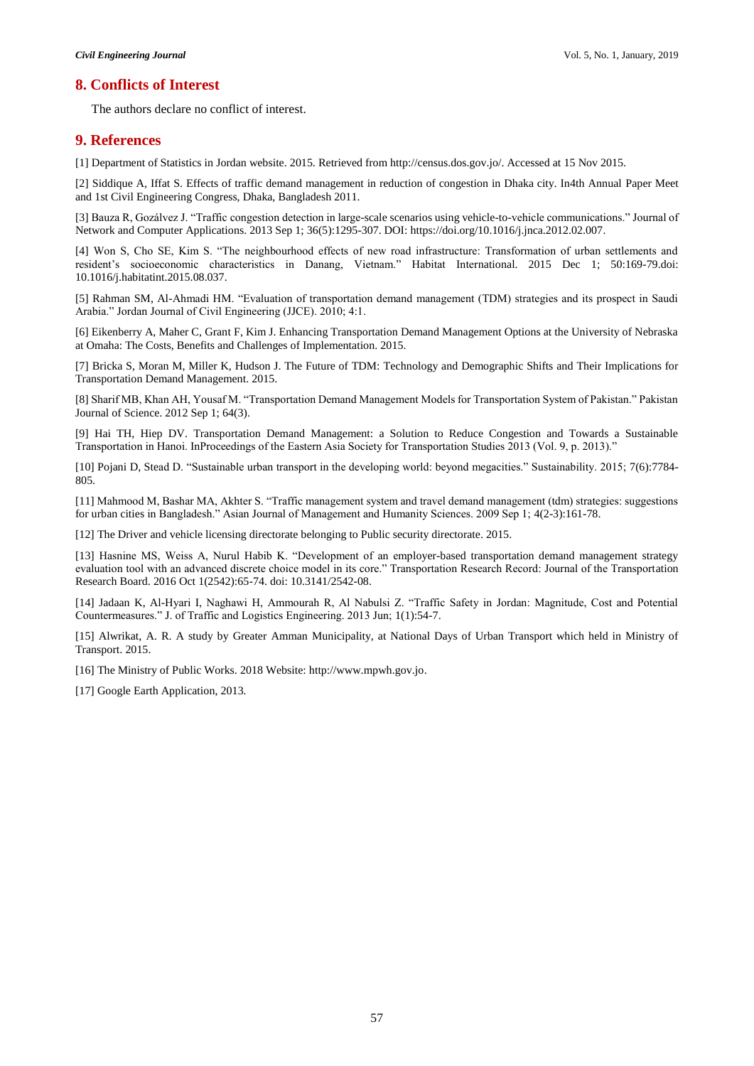## 8. Conflicts of Interest

The authors declare no conflict of interest.

## 9. References

[1] Department of Statistics in Jordan website. 2015. Retrieved from http://census.dos.gov.jo/. Accessed at 15 Nov 2015.

[2] Siddique A, Iffat S. Effects of traffic demand management in reduction of congestion in Dhaka city. In4th Annual Paper Meet and 1st Civil Engineering Congress, Dhaka, Bangladesh 2011.

[3] Bauza R, Gozálvez J. "Traffic congestion detection in large-scale scenarios using vehicle-to-vehicle communications." Journal of Network and Computer Applications. 2013 Sep 1; 36(5):1295-307. DOI: https://doi.org/10.1016/j.jnca.2012.02.007.

[4] Won S, Cho SE, Kim S. "The neighbourhood effects of new road infrastructure: Transformation of urban settlements and resident's socioeconomic characteristics in Danang, Vietnam." Habitat International. 2015 Dec 1; 50:169-79.doi: 10.1016/j.habitatint.2015.08.037.

[5] Rahman SM, Al-Ahmadi HM. "Evaluation of transportation demand management (TDM) strategies and its prospect in Saudi Arabia." Jordan Journal of Civil Engineering (JJCE). 2010; 4:1.

[6] Eikenberry A, Maher C, Grant F, Kim J. Enhancing Transportation Demand Management Options at the University of Nebraska at Omaha: The Costs, Benefits and Challenges of Implementation. 2015.

[7] Bricka S, Moran M, Miller K, Hudson J. The Future of TDM: Technology and Demographic Shifts and Their Implications for Transportation Demand Management. 2015.

[8] Sharif MB, Khan AH, Yousaf M. "Transportation Demand Management Models for Transportation System of Pakistan." Pakistan Journal of Science. 2012 Sep 1; 64(3).

[9] Hai TH, Hiep DV. Transportation Demand Management: a Solution to Reduce Congestion and Towards a Sustainable Transportation in Hanoi. InProceedings of the Eastern Asia Society for Transportation Studies 2013 (Vol. 9, p. 2013)."

[10] Pojani D, Stead D. "Sustainable urban transport in the developing world: beyond megacities." Sustainability. 2015; 7(6):7784-805.

[11] Mahmood M, Bashar MA, Akhter S. "Traffic management system and travel demand management (tdm) strategies: suggestions for urban cities in Bangladesh." Asian Journal of Management and Humanity Sciences. 2009 Sep 1; 4(2-3):161-78.

[12] The Driver and vehicle licensing directorate belonging to Public security directorate. 2015.

[13] Hasnine MS, Weiss A, Nurul Habib K. "Development of an employer-based transportation demand management strategy evaluation tool with an advanced discrete choice model in its core." Transportation Research Record: Journal of the Transportation Research Board. 2016 Oct 1(2542):65-74. doi: 10.3141/2542-08.

[14] Jadaan K, Al-Hyari I, Naghawi H, Ammourah R, Al Nabulsi Z. "Traffic Safety in Jordan: Magnitude, Cost and Potential Countermeasures." J. of Traffic and Logistics Engineering. 2013 Jun; 1(1):54-7.

[15] Alwrikat, A. R. A study by Greater Amman Municipality, at National Days of Urban Transport which held in Ministry of Transport. 2015.

[16] The Ministry of Public Works. 2018 Website: http://www.mpwh.gov.jo.

[17] Google Earth Application, 2013.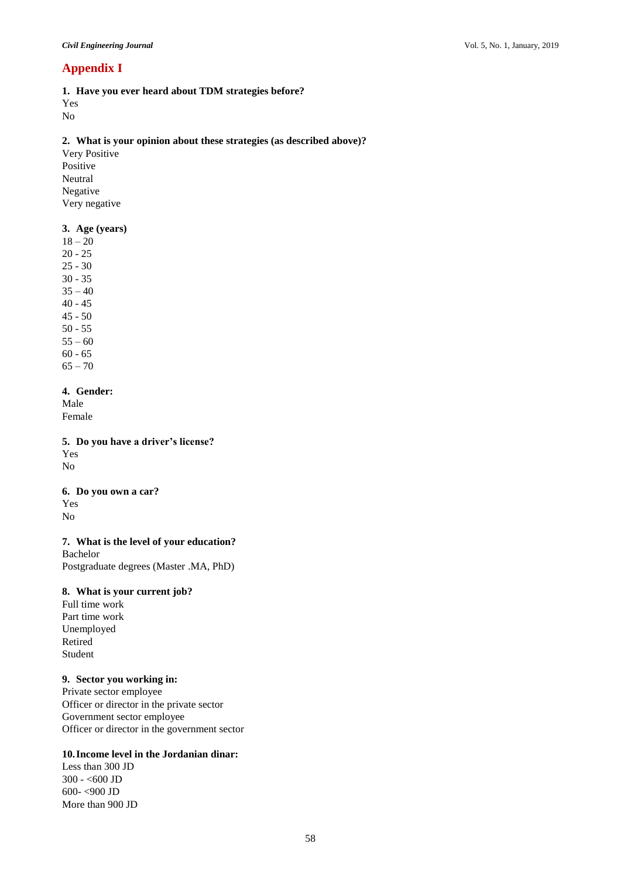# Appendix I

**1. Have you ever heard about TDM strategies before?**

Yes

No

**2. What is your opinion about these strategies (as described above)?**

Very Positive

Positive

Neutral

Negative

Very negative

**3. Age (years)**

18 – 20

20 - 25

25 - 30

30 - 35

35 – 40

40 - 45

45 - 50

50 - 55

55 – 60

60 - 65

65 – 70

**4. Gender:**

Male

Female

**5. Do you have a driver's license?**

Yes

No

**6. Do you own a car?**

Yes

No

**7. What is the level of your education?**

Bachelor

Postgraduate degrees (Master .MA, PhD)

**8. What is your current job?**

Full time work

Part time work

Unemployed

Retired

Student

**9. Sector you working in:**

Private sector employee

Officer or director in the private sector

Government sector employee

Officer or director in the government sector

**10. Income level in the Jordanian dinar:**

Less than 300 JD

300 - <600 JD

600- <900 JD

More than 900 JD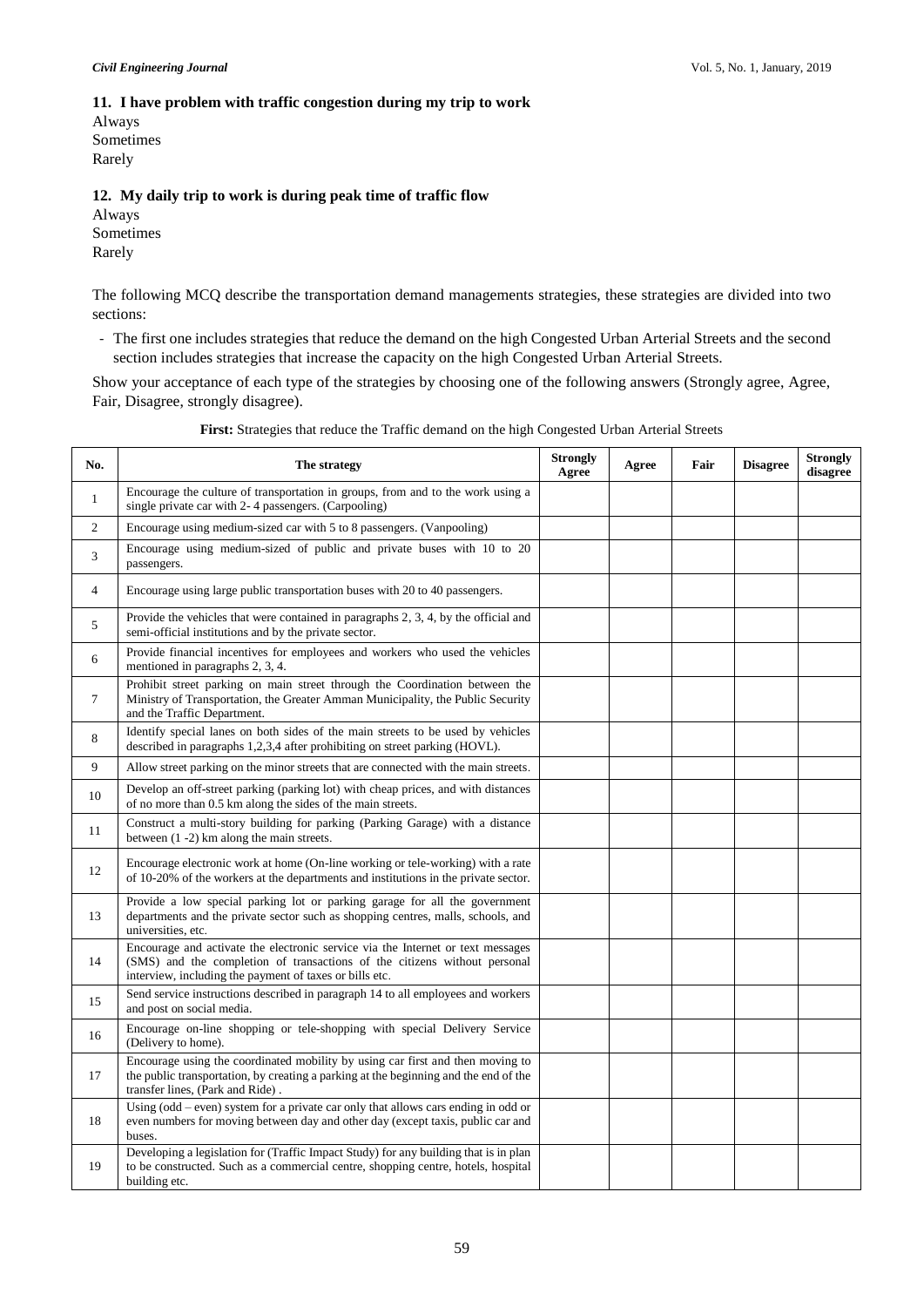**11. I have problem with traffic congestion during my trip to work**

Always

Sometimes

Rarely

**12. My daily trip to work is during peak time of traffic flow**

Always

Sometimes

Rarely

The following MCQ describe the transportation demand managements strategies, these strategies are divided into two sections:

- The first one includes strategies that reduce the demand on the high Congested Urban Arterial Streets and the second section includes strategies that increase the capacity on the high Congested Urban Arterial Streets.

Show your acceptance of each type of the strategies by choosing one of the following answers (Strongly agree, Agree, Fair, Disagree, strongly disagree).

**First:** Strategies that reduce the Traffic demand on the high Congested Urban Arterial Streets

| No. | The strategy | Strongly Agree | Agree | Fair | Disagree | Strongly disagree |
|---|---|---|---|---|---|---|
| 1 | Encourage the culture of transportation in groups, from and to the work using a single private car with 2- 4 passengers. (Carpooling) | | | | | |
| 2 | Encourage using medium-sized car with 5 to 8 passengers. (Vanpooling) | | | | | |
| 3 | Encourage using medium-sized of public and private buses with 10 to 20 passengers. | | | | | |
| 4 | Encourage using large public transportation buses with 20 to 40 passengers. | | | | | |
| 5 | Provide the vehicles that were contained in paragraphs 2, 3, 4, by the official and semi-official institutions and by the private sector. | | | | | |
| 6 | Provide financial incentives for employees and workers who used the vehicles mentioned in paragraphs 2, 3, 4. | | | | | |
| 7 | Prohibit street parking on main street through the Coordination between the Ministry of Transportation, the Greater Amman Municipality, the Public Security and the Traffic Department. | | | | | |
| 8 | Identify special lanes on both sides of the main streets to be used by vehicles described in paragraphs 1,2,3,4 after prohibiting on street parking (HOVL). | | | | | |
| 9 | Allow street parking on the minor streets that are connected with the main streets. | | | | | |
| 10 | Develop an off-street parking (parking lot) with cheap prices, and with distances of no more than 0.5 km along the sides of the main streets. | | | | | |
| 11 | Construct a multi-story building for parking (Parking Garage) with a distance between (1 -2) km along the main streets. | | | | | |
| 12 | Encourage electronic work at home (On-line working or tele-working) with a rate of 10-20% of the workers at the departments and institutions in the private sector. | | | | | |
| 13 | Provide a low special parking lot or parking garage for all the government departments and the private sector such as shopping centres, malls, schools, and universities, etc. | | | | | |
| 14 | Encourage and activate the electronic service via the Internet or text messages (SMS) and the completion of transactions of the citizens without personal interview, including the payment of taxes or bills etc. | | | | | |
| 15 | Send service instructions described in paragraph 14 to all employees and workers and post on social media. | | | | | |
| 16 | Encourage on-line shopping or tele-shopping with special Delivery Service (Delivery to home). | | | | | |
| 17 | Encourage using the coordinated mobility by using car first and then moving to the public transportation, by creating a parking at the beginning and the end of the transfer lines, (Park and Ride) . | | | | | |
| 18 | Using (odd – even) system for a private car only that allows cars ending in odd or even numbers for moving between day and other day (except taxis, public car and buses. | | | | | |
| 19 | Developing a legislation for (Traffic Impact Study) for any building that is in plan to be constructed. Such as a commercial centre, shopping centre, hotels, hospital building etc. | | | | | |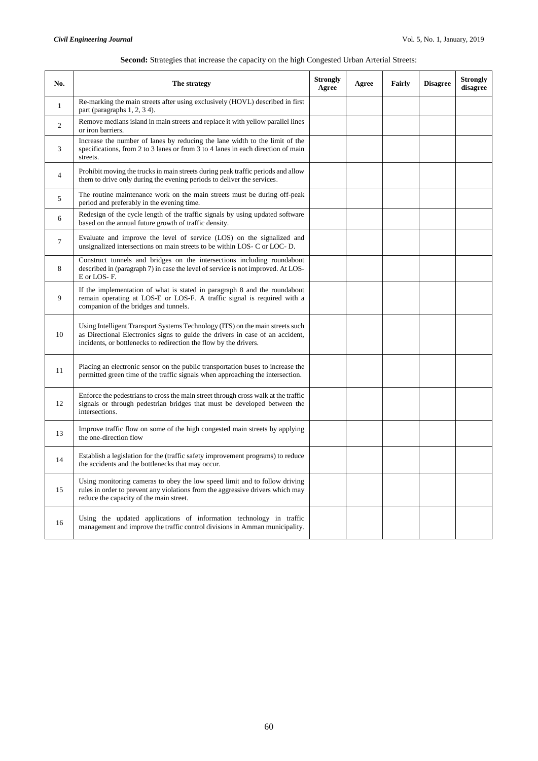**Second:** Strategies that increase the capacity on the high Congested Urban Arterial Streets:

| No. | The strategy | Strongly Agree | Agree | Fairly | Disagree | Strongly disagree |
|---|---|---|---|---|---|---|
| 1 | Re-marking the main streets after using exclusively (HOVL) described in first part (paragraphs 1, 2, 3 4). | | | | | |
| 2 | Remove medians island in main streets and replace it with yellow parallel lines or iron barriers. | | | | | |
| 3 | Increase the number of lanes by reducing the lane width to the limit of the specifications, from 2 to 3 lanes or from 3 to 4 lanes in each direction of main streets. | | | | | |
| 4 | Prohibit moving the trucks in main streets during peak traffic periods and allow them to drive only during the evening periods to deliver the services. | | | | | |
| 5 | The routine maintenance work on the main streets must be during off-peak period and preferably in the evening time. | | | | | |
| 6 | Redesign of the cycle length of the traffic signals by using updated software based on the annual future growth of traffic density. | | | | | |
| 7 | Evaluate and improve the level of service (LOS) on the signalized and unsignalized intersections on main streets to be within LOS- C or LOC- D. | | | | | |
| 8 | Construct tunnels and bridges on the intersections including roundabout described in (paragraph 7) in case the level of service is not improved. At LOS-E or LOS- F. | | | | | |
| 9 | If the implementation of what is stated in paragraph 8 and the roundabout remain operating at LOS-E or LOS-F. A traffic signal is required with a companion of the bridges and tunnels. | | | | | |
| 10 | Using Intelligent Transport Systems Technology (ITS) on the main streets such as Directional Electronics signs to guide the drivers in case of an accident, incidents, or bottlenecks to redirection the flow by the drivers. | | | | | |
| 11 | Placing an electronic sensor on the public transportation buses to increase the permitted green time of the traffic signals when approaching the intersection. | | | | | |
| 12 | Enforce the pedestrians to cross the main street through cross walk at the traffic signals or through pedestrian bridges that must be developed between the intersections. | | | | | |
| 13 | Improve traffic flow on some of the high congested main streets by applying the one-direction flow | | | | | |
| 14 | Establish a legislation for the (traffic safety improvement programs) to reduce the accidents and the bottlenecks that may occur. | | | | | |
| 15 | Using monitoring cameras to obey the low speed limit and to follow driving rules in order to prevent any violations from the aggressive drivers which may reduce the capacity of the main street. | | | | | |
| 16 | Using the updated applications of information technology in traffic management and improve the traffic control divisions in Amman municipality. | | | | | |